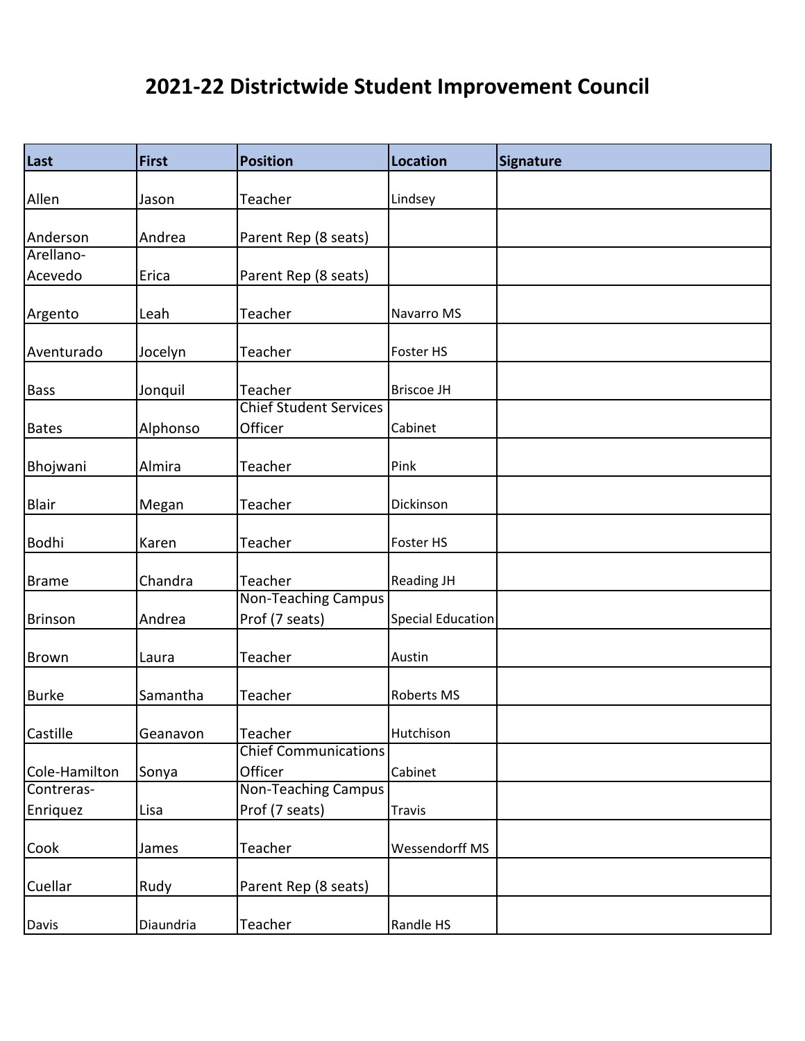# 2021-22 Districtwide Student Improvement Council

| Last | First | Position | Location | Signature |
|---|---|---|---|---|
| Allen | Jason | Teacher | Lindsey | |
| Anderson | Andrea | Parent Rep (8 seats) | | |
| Arellano-Acevedo | Erica | Parent Rep (8 seats) | | |
| Argento | Leah | Teacher | Navarro MS | |
| Aventurado | Jocelyn | Teacher | Foster HS | |
| Bass | Jonquil | Teacher | Briscoe JH | |
| Bates | Alphonso | Chief Student Services Officer | Cabinet | |
| Bhojwani | Almira | Teacher | Pink | |
| Blair | Megan | Teacher | Dickinson | |
| Bodhi | Karen | Teacher | Foster HS | |
| Brame | Chandra | Teacher | Reading JH | |
| Brinson | Andrea | Non-Teaching Campus Prof (7 seats) | Special Education | |
| Brown | Laura | Teacher | Austin | |
| Burke | Samantha | Teacher | Roberts MS | |
| Castille | Geanavon | Teacher | Hutchison | |
| Cole-Hamilton | Sonya | Chief Communications Officer | Cabinet | |
| Contreras-Enriquez | Lisa | Non-Teaching Campus Prof (7 seats) | Travis | |
| Cook | James | Teacher | Wessendorff MS | |
| Cuellar | Rudy | Parent Rep (8 seats) | | |
| Davis | Diaundria | Teacher | Randle HS | |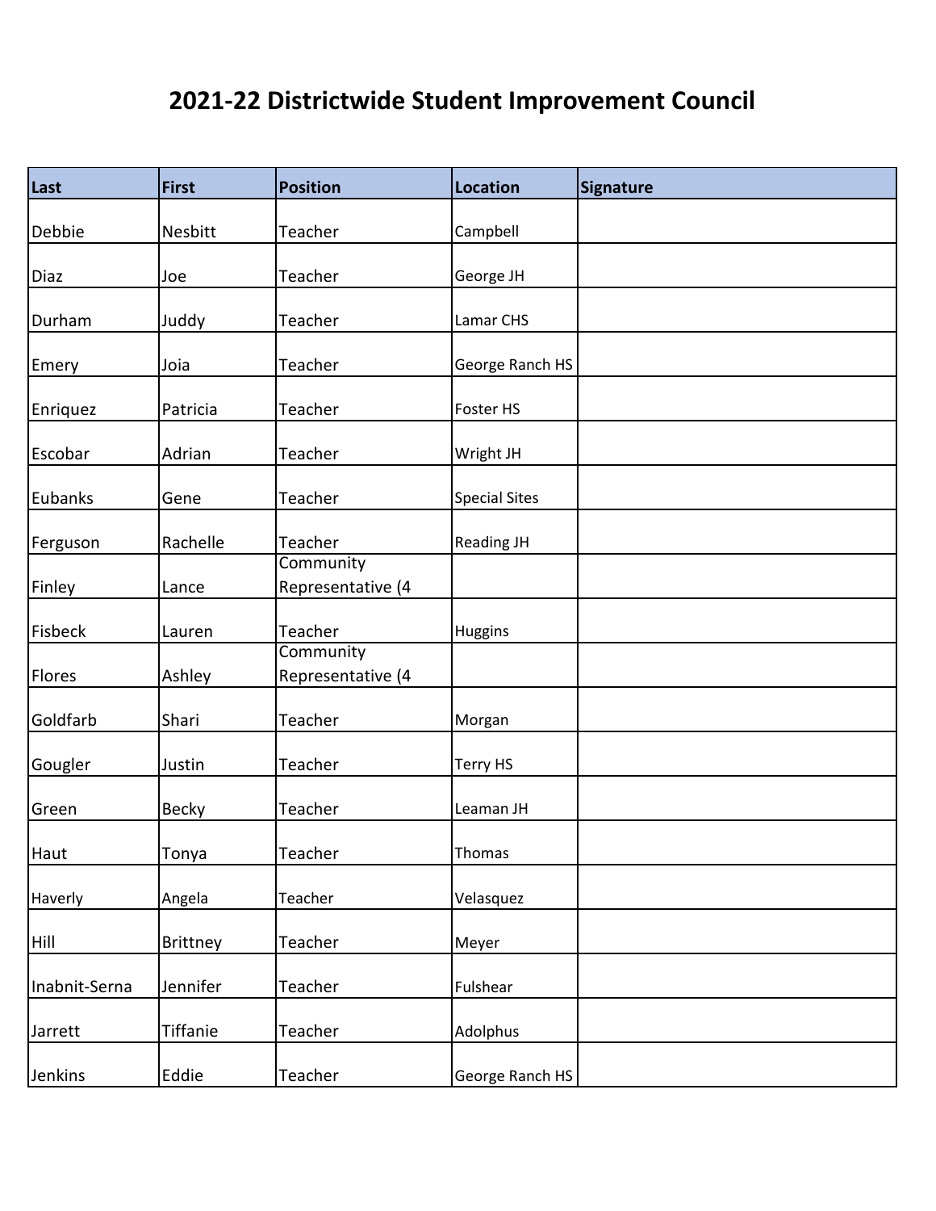# 2021-22 Districtwide Student Improvement Council

| Last | First | Position | Location | Signature |
|---|---|---|---|---|
| Debbie | Nesbitt | Teacher | Campbell | |
| Diaz | Joe | Teacher | George JH | |
| Durham | Juddy | Teacher | Lamar CHS | |
| Emery | Joia | Teacher | George Ranch HS | |
| Enriquez | Patricia | Teacher | Foster HS | |
| Escobar | Adrian | Teacher | Wright JH | |
| Eubanks | Gene | Teacher | Special Sites | |
| Ferguson | Rachelle | Teacher | Reading JH | |
| Finley | Lance | Community Representative (4 | | |
| Fisbeck | Lauren | Teacher | Huggins | |
| Flores | Ashley | Community Representative (4 | | |
| Goldfarb | Shari | Teacher | Morgan | |
| Gougler | Justin | Teacher | Terry HS | |
| Green | Becky | Teacher | Leaman JH | |
| Haut | Tonya | Teacher | Thomas | |
| Haverly | Angela | Teacher | Velasquez | |
| Hill | Brittney | Teacher | Meyer | |
| Inabnit-Serna | Jennifer | Teacher | Fulshear | |
| Jarrett | Tiffanie | Teacher | Adolphus | |
| Jenkins | Eddie | Teacher | George Ranch HS | |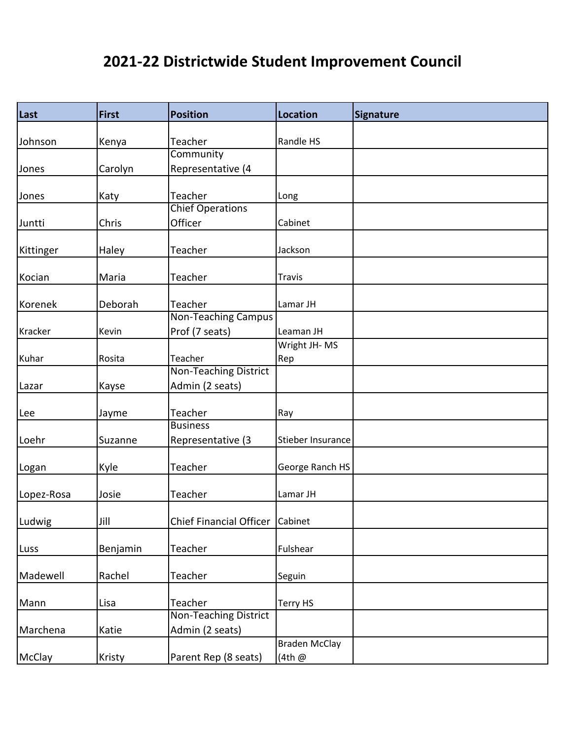# 2021-22 Districtwide Student Improvement Council

| Last | First | Position | Location | Signature |
|---|---|---|---|---|
| Johnson | Kenya | Teacher | Randle HS | |
| Jones | Carolyn | Community Representative (4 | | |
| Jones | Katy | Teacher | Long | |
| Juntti | Chris | Chief Operations Officer | Cabinet | |
| Kittinger | Haley | Teacher | Jackson | |
| Kocian | Maria | Teacher | Travis | |
| Korenek | Deborah | Teacher | Lamar JH | |
| Kracker | Kevin | Non-Teaching Campus Prof (7 seats) | Leaman JH | |
| Kuhar | Rosita | Teacher | Wright JH- MS Rep | |
| Lazar | Kayse | Non-Teaching District Admin (2 seats) | | |
| Lee | Jayme | Teacher | Ray | |
| Loehr | Suzanne | Business Representative (3 | Stieber Insurance | |
| Logan | Kyle | Teacher | George Ranch HS | |
| Lopez-Rosa | Josie | Teacher | Lamar JH | |
| Ludwig | Jill | Chief Financial Officer | Cabinet | |
| Luss | Benjamin | Teacher | Fulshear | |
| Madewell | Rachel | Teacher | Seguin | |
| Mann | Lisa | Teacher | Terry HS | |
| Marchena | Katie | Non-Teaching District Admin (2 seats) | | |
| McClay | Kristy | Parent Rep (8 seats) | Braden McClay (4th @ | |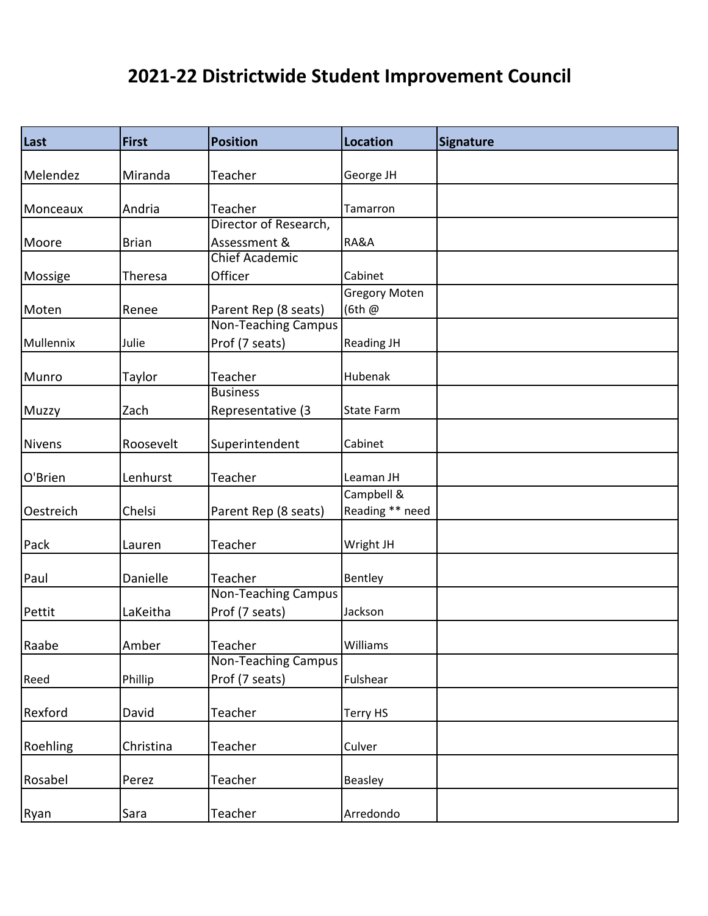# 2021-22 Districtwide Student Improvement Council

| Last | First | Position | Location | Signature |
|---|---|---|---|---|
| Melendez | Miranda | Teacher | George JH | |
| Monceaux | Andria | Teacher | Tamarron | |
| Moore | Brian | Director of Research, Assessment & | RA&A | |
| Mossige | Theresa | Chief Academic Officer | Cabinet | |
| Moten | Renee | Parent Rep (8 seats) | Gregory Moten (6th @ | |
| Mullennix | Julie | Non-Teaching Campus Prof (7 seats) | Reading JH | |
| Munro | Taylor | Teacher | Hubenak | |
| Muzzy | Zach | Business Representative (3 | State Farm | |
| Nivens | Roosevelt | Superintendent | Cabinet | |
| O'Brien | Lenhurst | Teacher | Leaman JH | |
| Oestreich | Chelsi | Parent Rep (8 seats) | Campbell & Reading ** need | |
| Pack | Lauren | Teacher | Wright JH | |
| Paul | Danielle | Teacher | Bentley | |
| Pettit | LaKeitha | Non-Teaching Campus Prof (7 seats) | Jackson | |
| Raabe | Amber | Teacher | Williams | |
| Reed | Phillip | Non-Teaching Campus Prof (7 seats) | Fulshear | |
| Rexford | David | Teacher | Terry HS | |
| Roehling | Christina | Teacher | Culver | |
| Rosabel | Perez | Teacher | Beasley | |
| Ryan | Sara | Teacher | Arredondo | |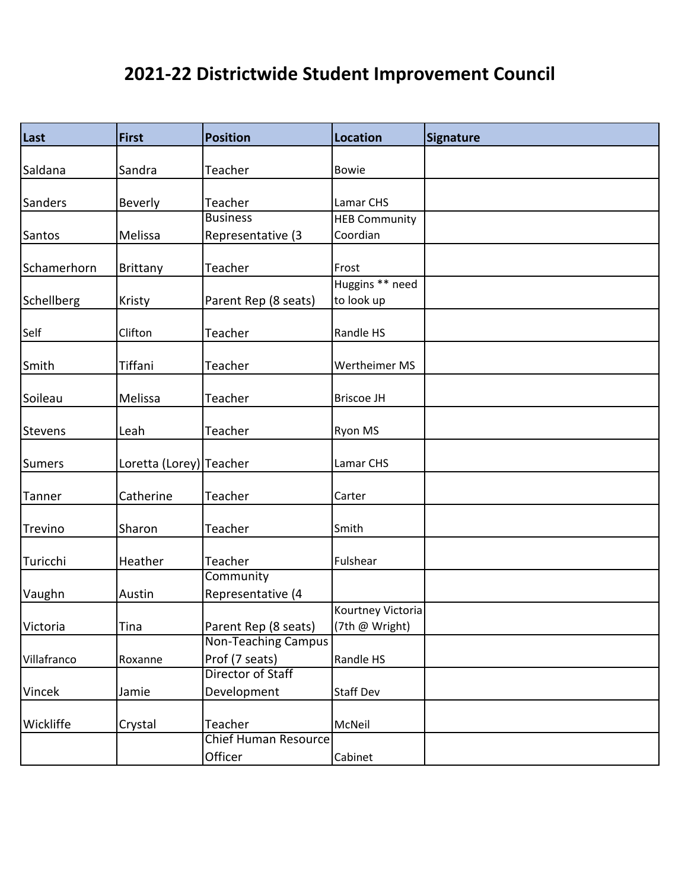# 2021-22 Districtwide Student Improvement Council

| Last | First | Position | Location | Signature |
|---|---|---|---|---|
| Saldana | Sandra | Teacher | Bowie | |
| Sanders | Beverly | Teacher | Lamar CHS | |
| Santos | Melissa | Business Representative (3 | HEB Community Coordian | |
| Schamerhorn | Brittany | Teacher | Frost | |
| Schellberg | Kristy | Parent Rep (8 seats) | Huggins ** need to look up | |
| Self | Clifton | Teacher | Randle HS | |
| Smith | Tiffani | Teacher | Wertheimer MS | |
| Soileau | Melissa | Teacher | Briscoe JH | |
| Stevens | Leah | Teacher | Ryon MS | |
| Sumers | Loretta (Lorey) | Teacher | Lamar CHS | |
| Tanner | Catherine | Teacher | Carter | |
| Trevino | Sharon | Teacher | Smith | |
| Turicchi | Heather | Teacher | Fulshear | |
| Vaughn | Austin | Community Representative (4 | | |
| Victoria | Tina | Parent Rep (8 seats) | Kourtney Victoria (7th @ Wright) | |
| Villafranco | Roxanne | Non-Teaching Campus Prof (7 seats) | Randle HS | |
| Vincek | Jamie | Director of Staff Development | Staff Dev | |
| Wickliffe | Crystal | Teacher | McNeil | |
| | | Chief Human Resource Officer | Cabinet | |